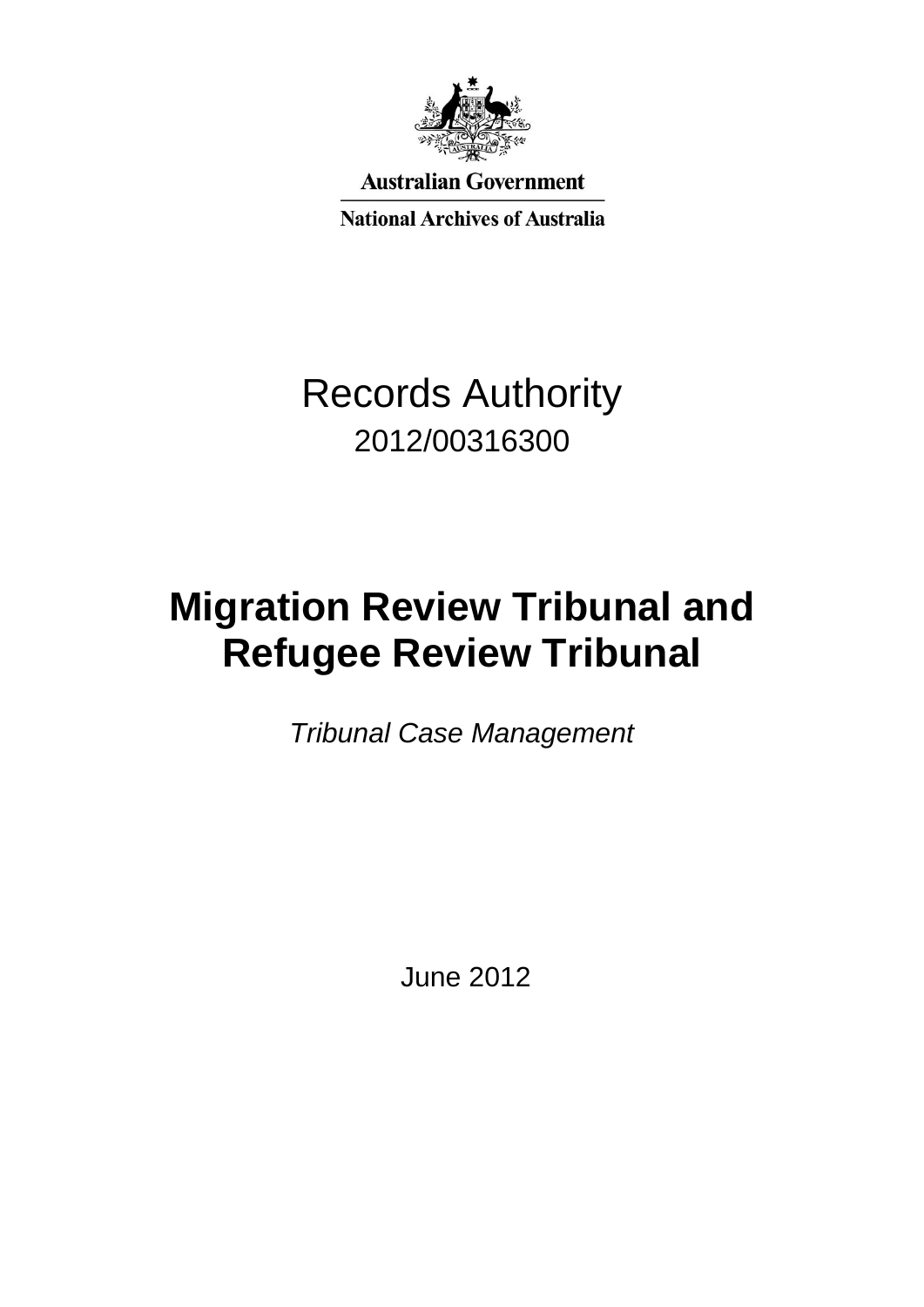Australian Government

National Archives of Australia

# Records Authority

2012/00316300

# Migration Review Tribunal and Refugee Review Tribunal

*Tribunal Case Management*

June 2012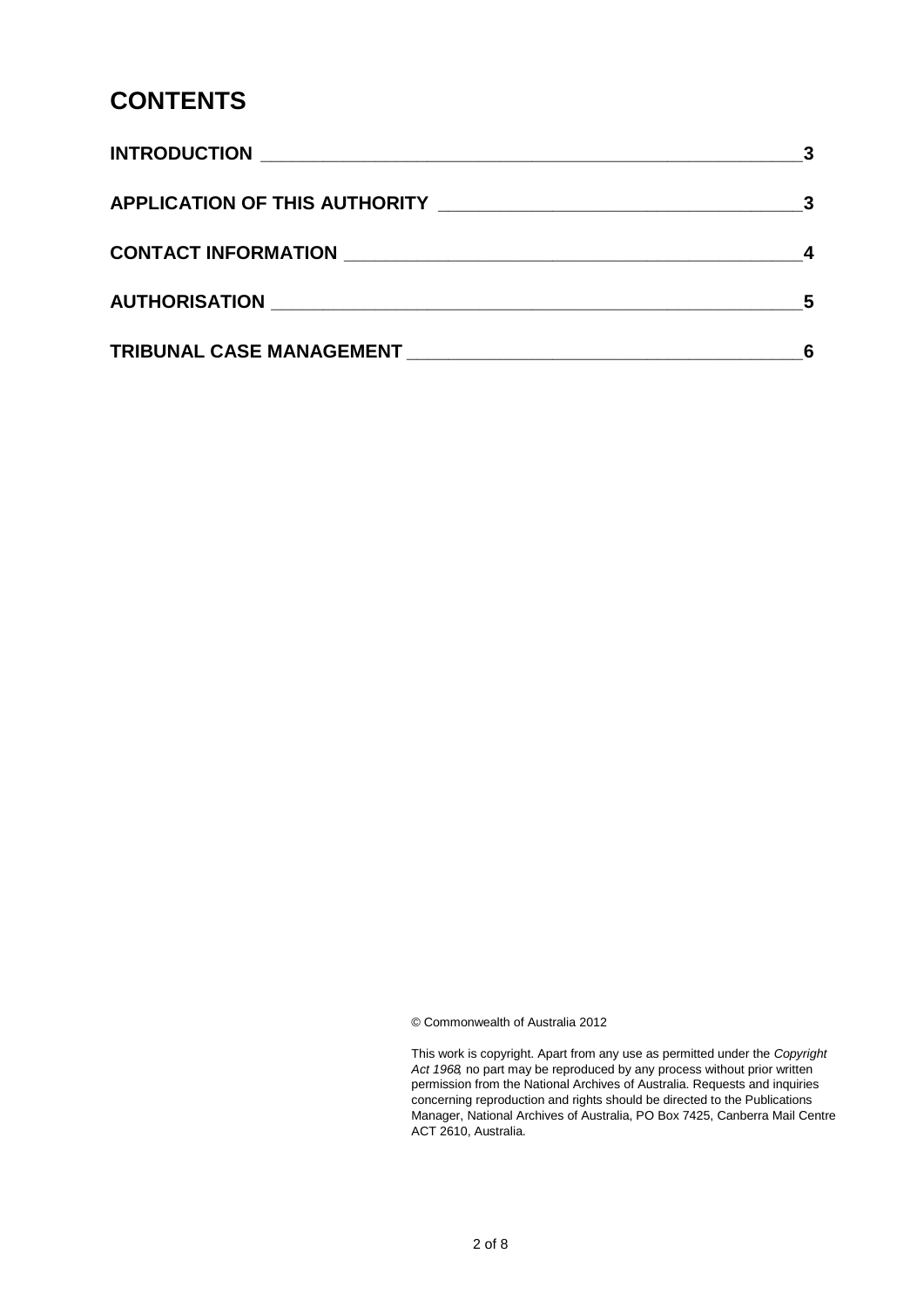# CONTENTS

| | |
|---|---|
| **INTRODUCTION** | **3** |
| **APPLICATION OF THIS AUTHORITY** | **3** |
| **CONTACT INFORMATION** | **4** |
| **AUTHORISATION** | **5** |
| **TRIBUNAL CASE MANAGEMENT** | **6** |

© Commonwealth of Australia 2012

This work is copyright. Apart from any use as permitted under the *Copyright Act 1968*, no part may be reproduced by any process without prior written permission from the National Archives of Australia. Requests and inquiries concerning reproduction and rights should be directed to the Publications Manager, National Archives of Australia, PO Box 7425, Canberra Mail Centre ACT 2610, Australia.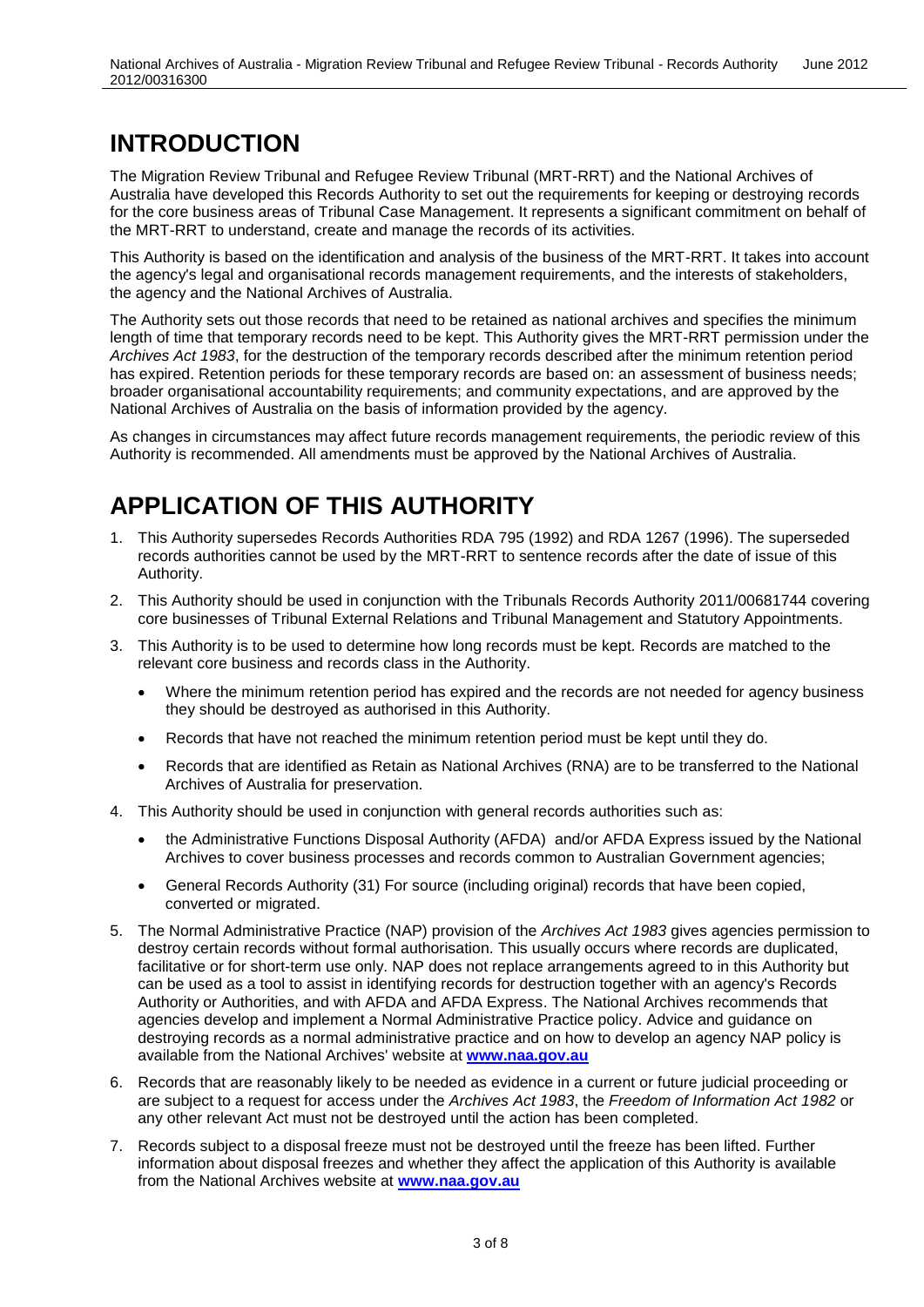# INTRODUCTION

The Migration Review Tribunal and Refugee Review Tribunal (MRT-RRT) and the National Archives of Australia have developed this Records Authority to set out the requirements for keeping or destroying records for the core business areas of Tribunal Case Management. It represents a significant commitment on behalf of the MRT-RRT to understand, create and manage the records of its activities.

This Authority is based on the identification and analysis of the business of the MRT-RRT. It takes into account the agency's legal and organisational records management requirements, and the interests of stakeholders, the agency and the National Archives of Australia.

The Authority sets out those records that need to be retained as national archives and specifies the minimum length of time that temporary records need to be kept. This Authority gives the MRT-RRT permission under the *Archives Act 1983*, for the destruction of the temporary records described after the minimum retention period has expired. Retention periods for these temporary records are based on: an assessment of business needs; broader organisational accountability requirements; and community expectations, and are approved by the National Archives of Australia on the basis of information provided by the agency.

As changes in circumstances may affect future records management requirements, the periodic review of this Authority is recommended. All amendments must be approved by the National Archives of Australia.

# APPLICATION OF THIS AUTHORITY

1. This Authority supersedes Records Authorities RDA 795 (1992) and RDA 1267 (1996). The superseded records authorities cannot be used by the MRT-RRT to sentence records after the date of issue of this Authority.
2. This Authority should be used in conjunction with the Tribunals Records Authority 2011/00681744 covering core businesses of Tribunal External Relations and Tribunal Management and Statutory Appointments.
3. This Authority is to be used to determine how long records must be kept. Records are matched to the relevant core business and records class in the Authority.
   - Where the minimum retention period has expired and the records are not needed for agency business they should be destroyed as authorised in this Authority.
   - Records that have not reached the minimum retention period must be kept until they do.
   - Records that are identified as Retain as National Archives (RNA) are to be transferred to the National Archives of Australia for preservation.
4. This Authority should be used in conjunction with general records authorities such as:
   - the Administrative Functions Disposal Authority (AFDA) and/or AFDA Express issued by the National Archives to cover business processes and records common to Australian Government agencies;
   - General Records Authority (31) For source (including original) records that have been copied, converted or migrated.
5. The Normal Administrative Practice (NAP) provision of the *Archives Act 1983* gives agencies permission to destroy certain records without formal authorisation. This usually occurs where records are duplicated, facilitative or for short-term use only. NAP does not replace arrangements agreed to in this Authority but can be used as a tool to assist in identifying records for destruction together with an agency's Records Authority or Authorities, and with AFDA and AFDA Express. The National Archives recommends that agencies develop and implement a Normal Administrative Practice policy. Advice and guidance on destroying records as a normal administrative practice and on how to develop an agency NAP policy is available from the National Archives' website at **www.naa.gov.au**
6. Records that are reasonably likely to be needed as evidence in a current or future judicial proceeding or are subject to a request for access under the *Archives Act 1983*, the *Freedom of Information Act 1982* or any other relevant Act must not be destroyed until the action has been completed.
7. Records subject to a disposal freeze must not be destroyed until the freeze has been lifted. Further information about disposal freezes and whether they affect the application of this Authority is available from the National Archives website at **www.naa.gov.au**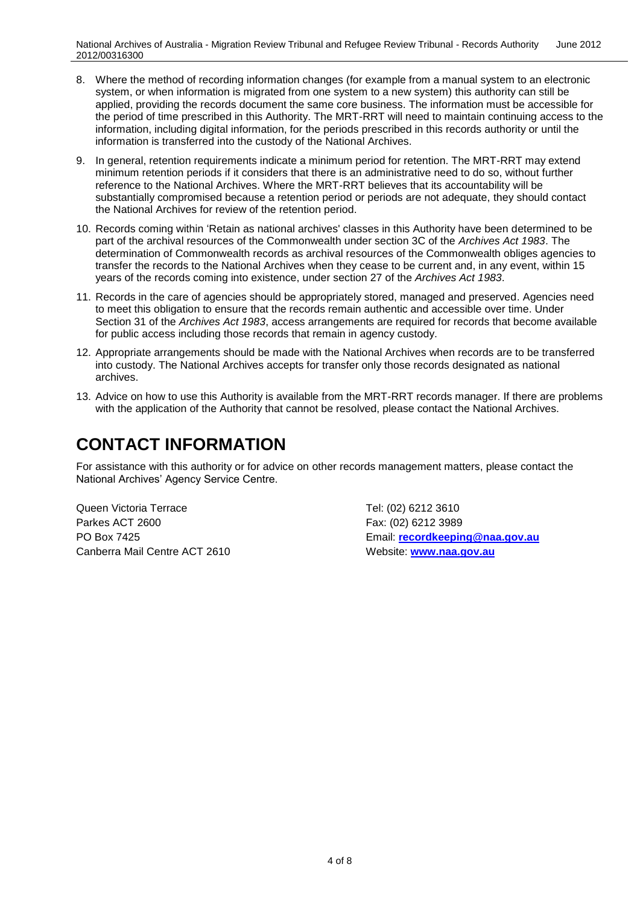8. Where the method of recording information changes (for example from a manual system to an electronic system, or when information is migrated from one system to a new system) this authority can still be applied, providing the records document the same core business. The information must be accessible for the period of time prescribed in this Authority. The MRT-RRT will need to maintain continuing access to the information, including digital information, for the periods prescribed in this records authority or until the information is transferred into the custody of the National Archives.
9. In general, retention requirements indicate a minimum period for retention. The MRT-RRT may extend minimum retention periods if it considers that there is an administrative need to do so, without further reference to the National Archives. Where the MRT-RRT believes that its accountability will be substantially compromised because a retention period or periods are not adequate, they should contact the National Archives for review of the retention period.
10. Records coming within 'Retain as national archives' classes in this Authority have been determined to be part of the archival resources of the Commonwealth under section 3C of the *Archives Act 1983*. The determination of Commonwealth records as archival resources of the Commonwealth obliges agencies to transfer the records to the National Archives when they cease to be current and, in any event, within 15 years of the records coming into existence, under section 27 of the *Archives Act 1983*.
11. Records in the care of agencies should be appropriately stored, managed and preserved. Agencies need to meet this obligation to ensure that the records remain authentic and accessible over time. Under Section 31 of the *Archives Act 1983*, access arrangements are required for records that become available for public access including those records that remain in agency custody.
12. Appropriate arrangements should be made with the National Archives when records are to be transferred into custody. The National Archives accepts for transfer only those records designated as national archives.
13. Advice on how to use this Authority is available from the MRT-RRT records manager. If there are problems with the application of the Authority that cannot be resolved, please contact the National Archives.

# CONTACT INFORMATION

For assistance with this authority or for advice on other records management matters, please contact the National Archives' Agency Service Centre.

Queen Victoria Terrace
Parkes ACT 2600
PO Box 7425
Canberra Mail Centre ACT 2610

Tel: (02) 6212 3610
Fax: (02) 6212 3989
Email: **recordkeeping@naa.gov.au**
Website: **www.naa.gov.au**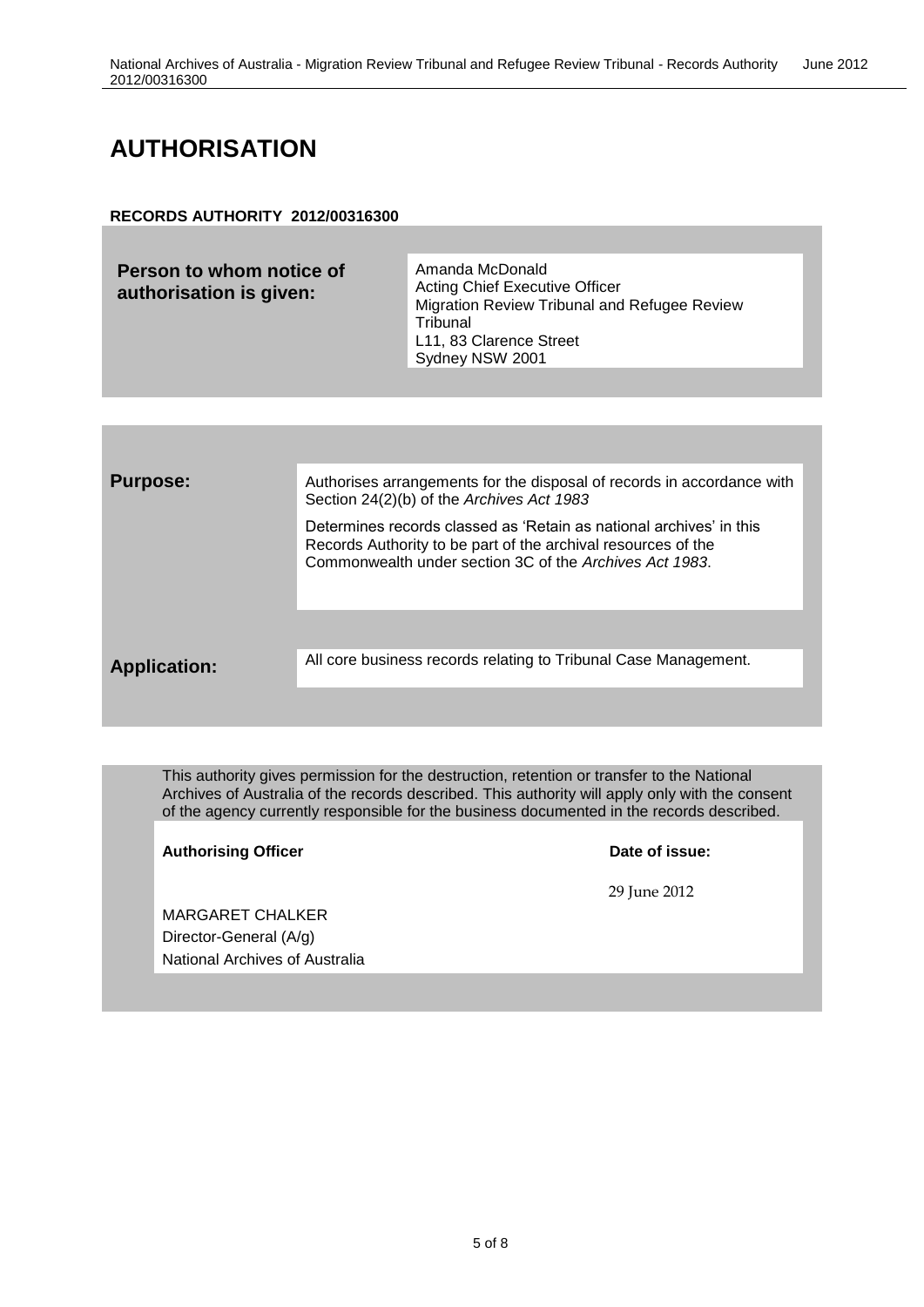# AUTHORISATION

**RECORDS AUTHORITY 2012/00316300**

| | |
|---|---|
| **Person to whom notice of authorisation is given:** | Amanda McDonald<br>Acting Chief Executive Officer<br>Migration Review Tribunal and Refugee Review Tribunal<br>L11, 83 Clarence Street<br>Sydney NSW 2001 |

| | |
|---|---|
| **Purpose:** | Authorises arrangements for the disposal of records in accordance with Section 24(2)(b) of the *Archives Act 1983*<br><br>Determines records classed as 'Retain as national archives' in this Records Authority to be part of the archival resources of the Commonwealth under section 3C of the *Archives Act 1983*. |
| **Application:** | All core business records relating to Tribunal Case Management. |

This authority gives permission for the destruction, retention or transfer to the National Archives of Australia of the records described. This authority will apply only with the consent of the agency currently responsible for the business documented in the records described.

| **Authorising Officer** | **Date of issue:** |
|---|---|
| MARGARET CHALKER<br>Director-General (A/g)<br>National Archives of Australia | 29 June 2012 |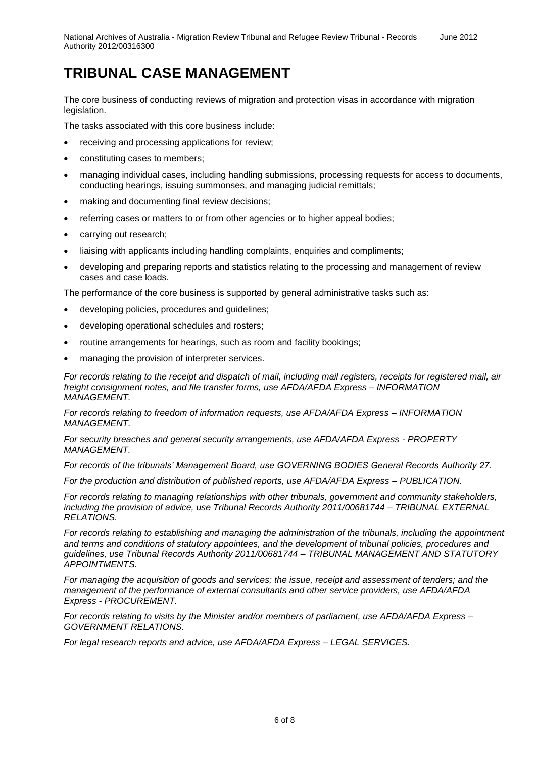# TRIBUNAL CASE MANAGEMENT

The core business of conducting reviews of migration and protection visas in accordance with migration legislation.

The tasks associated with this core business include:

- receiving and processing applications for review;
- constituting cases to members;
- managing individual cases, including handling submissions, processing requests for access to documents, conducting hearings, issuing summonses, and managing judicial remittals;
- making and documenting final review decisions;
- referring cases or matters to or from other agencies or to higher appeal bodies;
- carrying out research;
- liaising with applicants including handling complaints, enquiries and compliments;
- developing and preparing reports and statistics relating to the processing and management of review cases and case loads.

The performance of the core business is supported by general administrative tasks such as:

- developing policies, procedures and guidelines;
- developing operational schedules and rosters;
- routine arrangements for hearings, such as room and facility bookings;
- managing the provision of interpreter services.

*For records relating to the receipt and dispatch of mail, including mail registers, receipts for registered mail, air freight consignment notes, and file transfer forms, use AFDA/AFDA Express – INFORMATION MANAGEMENT.*

*For records relating to freedom of information requests, use AFDA/AFDA Express – INFORMATION MANAGEMENT.*

*For security breaches and general security arrangements, use AFDA/AFDA Express - PROPERTY MANAGEMENT.*

*For records of the tribunals' Management Board, use GOVERNING BODIES General Records Authority 27.*

*For the production and distribution of published reports, use AFDA/AFDA Express – PUBLICATION.*

*For records relating to managing relationships with other tribunals, government and community stakeholders, including the provision of advice, use Tribunal Records Authority 2011/00681744 – TRIBUNAL EXTERNAL RELATIONS.*

*For records relating to establishing and managing the administration of the tribunals, including the appointment and terms and conditions of statutory appointees, and the development of tribunal policies, procedures and guidelines, use Tribunal Records Authority 2011/00681744 – TRIBUNAL MANAGEMENT AND STATUTORY APPOINTMENTS.*

*For managing the acquisition of goods and services; the issue, receipt and assessment of tenders; and the management of the performance of external consultants and other service providers, use AFDA/AFDA Express - PROCUREMENT.*

*For records relating to visits by the Minister and/or members of parliament, use AFDA/AFDA Express – GOVERNMENT RELATIONS.*

*For legal research reports and advice, use AFDA/AFDA Express – LEGAL SERVICES.*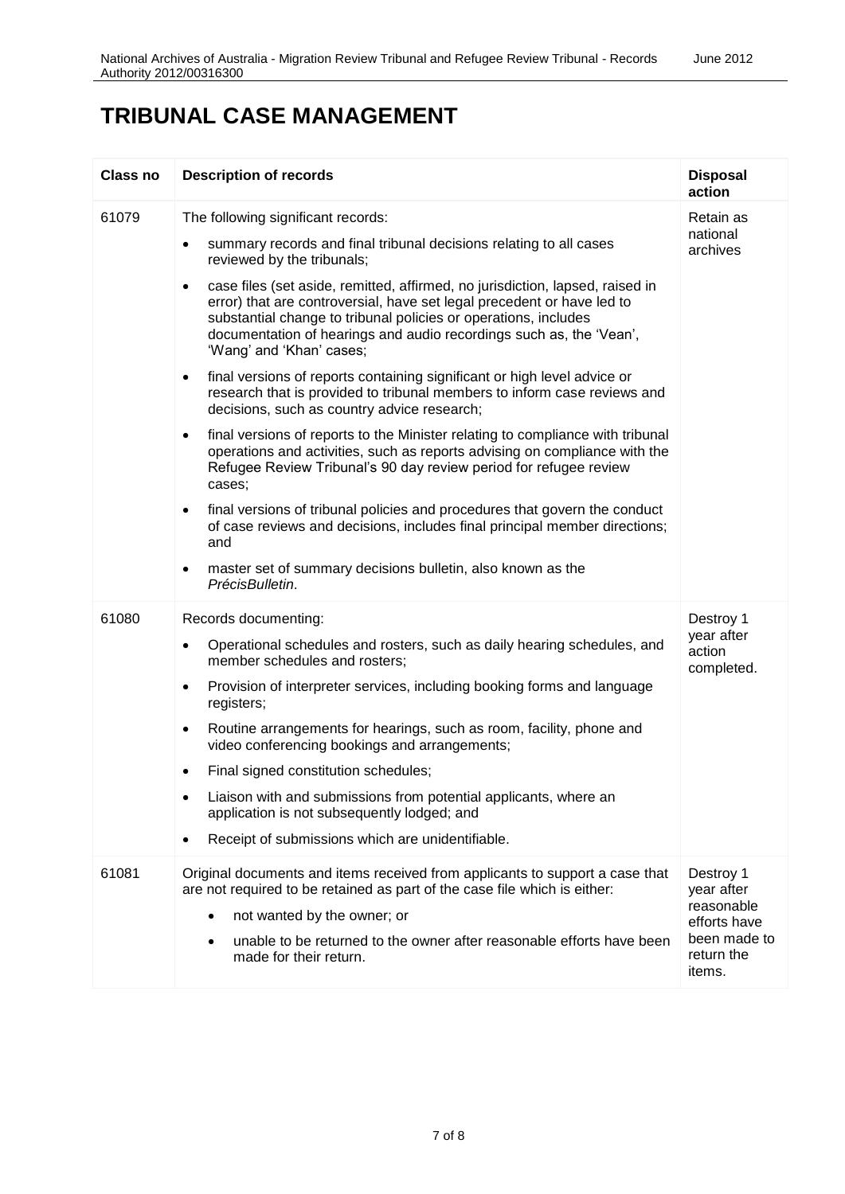# TRIBUNAL CASE MANAGEMENT

| Class no | Description of records | Disposal action |
|---|---|---|
| 61079 | The following significant records:<br>• summary records and final tribunal decisions relating to all cases reviewed by the tribunals;<br>• case files (set aside, remitted, affirmed, no jurisdiction, lapsed, raised in error) that are controversial, have set legal precedent or have led to substantial change to tribunal policies or operations, includes documentation of hearings and audio recordings such as, the 'Vean', 'Wang' and 'Khan' cases;<br>• final versions of reports containing significant or high level advice or research that is provided to tribunal members to inform case reviews and decisions, such as country advice research;<br>• final versions of reports to the Minister relating to compliance with tribunal operations and activities, such as reports advising on compliance with the Refugee Review Tribunal's 90 day review period for refugee review cases;<br>• final versions of tribunal policies and procedures that govern the conduct of case reviews and decisions, includes final principal member directions; and<br>• master set of summary decisions bulletin, also known as the *PrécisBulletin*. | Retain as national archives |
| 61080 | Records documenting:<br>• Operational schedules and rosters, such as daily hearing schedules, and member schedules and rosters;<br>• Provision of interpreter services, including booking forms and language registers;<br>• Routine arrangements for hearings, such as room, facility, phone and video conferencing bookings and arrangements;<br>• Final signed constitution schedules;<br>• Liaison with and submissions from potential applicants, where an application is not subsequently lodged; and<br>• Receipt of submissions which are unidentifiable. | Destroy 1 year after action completed. |
| 61081 | Original documents and items received from applicants to support a case that are not required to be retained as part of the case file which is either:<br>• not wanted by the owner; or<br>• unable to be returned to the owner after reasonable efforts have been made for their return. | Destroy 1 year after reasonable efforts have been made to return the items. |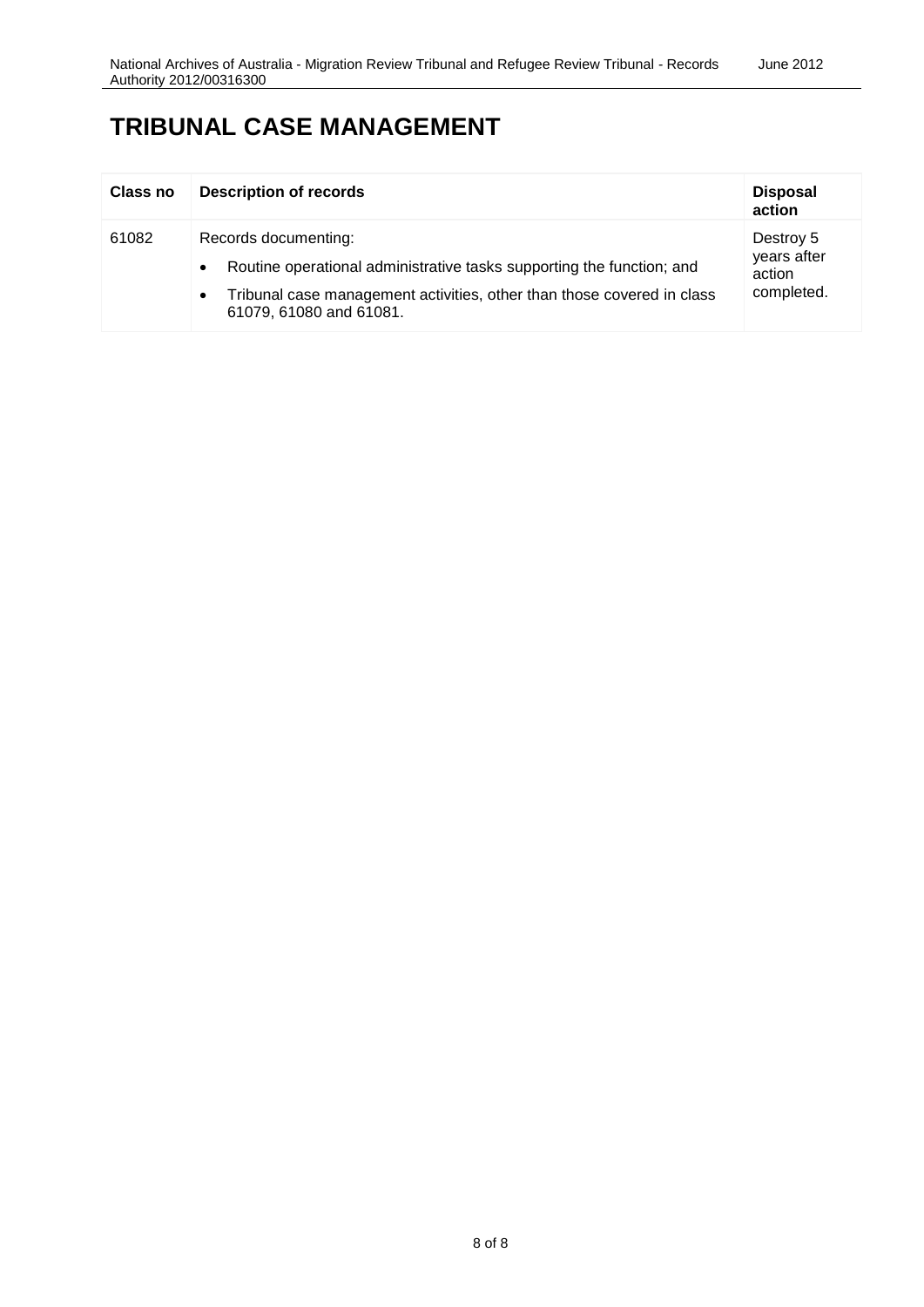# TRIBUNAL CASE MANAGEMENT

| Class no | Description of records | Disposal action |
|---|---|---|
| 61082 | Records documenting:<br>• Routine operational administrative tasks supporting the function; and<br>• Tribunal case management activities, other than those covered in class 61079, 61080 and 61081. | Destroy 5 years after action completed. |